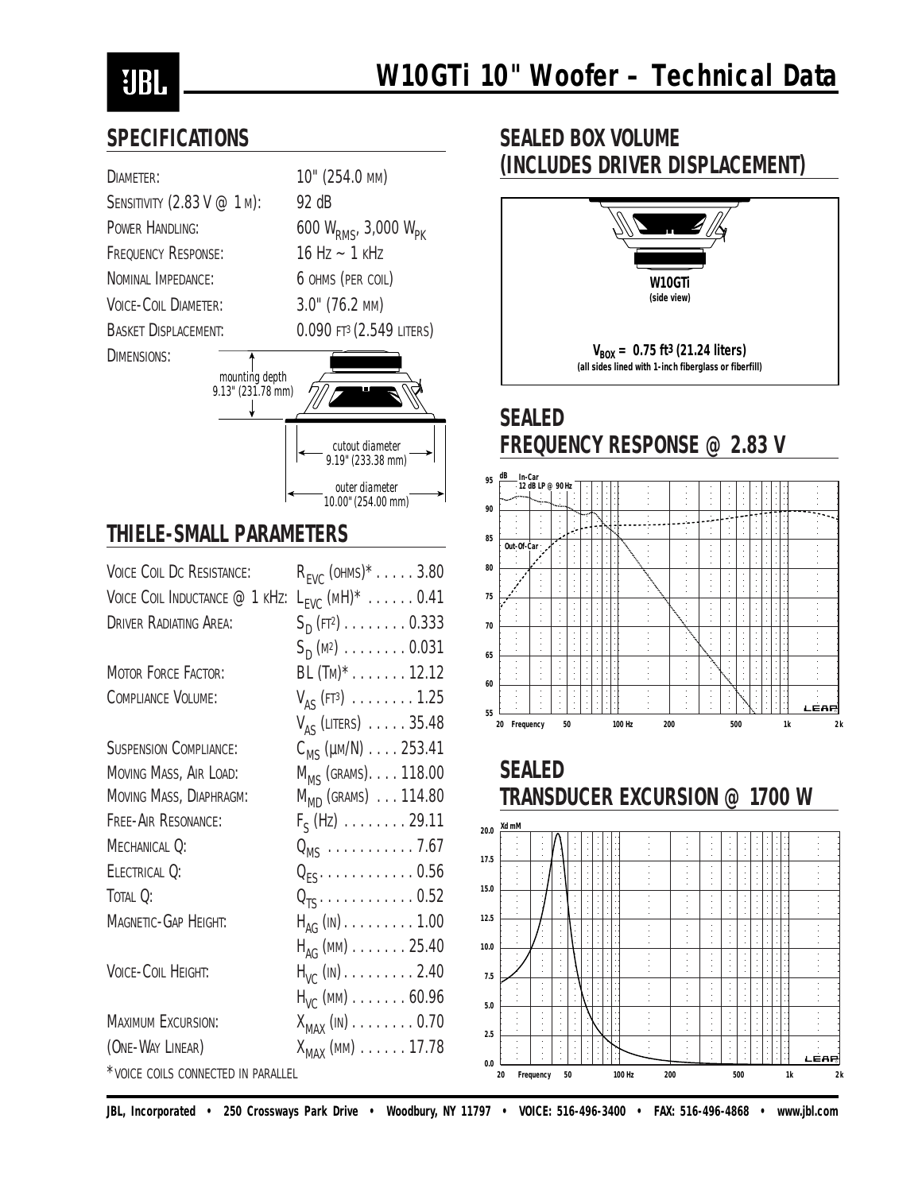JBL

# W10GTi 10" Woofer – Technical Data

## SPECIFICATIONS

| | |
|---|---|
| Diameter: | 10" (254.0 mm) |
| Sensitivity (2.83 V @ 1 m): | 92 dB |
| Power Handling: | 600 $W_{RMS}$, 3,000 $W_{PK}$ |
| Frequency Response: | 16 Hz ~ 1 kHz |
| Nominal Impedance: | 6 ohms (per coil) |
| Voice-Coil Diameter: | 3.0" (76.2 mm) |
| Basket Displacement: | 0.090 ft³ (2.549 liters) |

Dimensions:

mounting depth 9.13" (231.78 mm)

cutout diameter 9.19" (233.38 mm)

outer diameter 10.00" (254.00 mm)

## THIELE-SMALL PARAMETERS

| | | |
|---|---|---|
| Voice Coil Dc Resistance: | $R_{EVC}$ (ohms)* | 3.80 |
| Voice Coil Inductance @ 1 kHz: | $L_{EVC}$ (mH)* | 0.41 |
| Driver Radiating Area: | $S_D$ (ft²) | 0.333 |
| | $S_D$ (m²) | 0.031 |
| Motor Force Factor: | BL (Tm)* | 12.12 |
| Compliance Volume: | $V_{AS}$ (ft³) | 1.25 |
| | $V_{AS}$ (liters) | 35.48 |
| Suspension Compliance: | $C_{MS}$ (μm/N) | 253.41 |
| Moving Mass, Air Load: | $M_{MS}$ (grams) | 118.00 |
| Moving Mass, Diaphragm: | $M_{MD}$ (grams) | 114.80 |
| Free-Air Resonance: | $F_S$ (Hz) | 29.11 |
| Mechanical Q: | $Q_{MS}$ | 7.67 |
| Electrical Q: | $Q_{ES}$ | 0.56 |
| Total Q: | $Q_{TS}$ | 0.52 |
| Magnetic-Gap Height: | $H_{AG}$ (in) | 1.00 |
| | $H_{AG}$ (mm) | 25.40 |
| Voice-Coil Height: | $H_{VC}$ (in) | 2.40 |
| | $H_{VC}$ (mm) | 60.96 |
| Maximum Excursion: | $X_{MAX}$ (in) | 0.70 |
| (One-Way Linear) | $X_{MAX}$ (mm) | 17.78 |

*voice coils connected in parallel

## SEALED BOX VOLUME (INCLUDES DRIVER DISPLACEMENT)

W10GTi (side view)

$V_{BOX}$ = 0.75 ft³ (21.24 liters)

(all sides lined with 1-inch fiberglass or fiberfill)

## SEALED FREQUENCY RESPONSE @ 2.83 V

dB; In-Car 12 dB LP @ 90 Hz; Out-Of-Car

Frequency: 20, 50, 100 Hz, 200, 500, 1k, 2k

## SEALED TRANSDUCER EXCURSION @ 1700 W

Xd mM

Frequency: 20, 50, 100 Hz, 200, 500, 1k, 2k

JBL, Incorporated • 250 Crossways Park Drive • Woodbury, NY 11797 • VOICE: 516-496-3400 • FAX: 516-496-4868 • www.jbl.com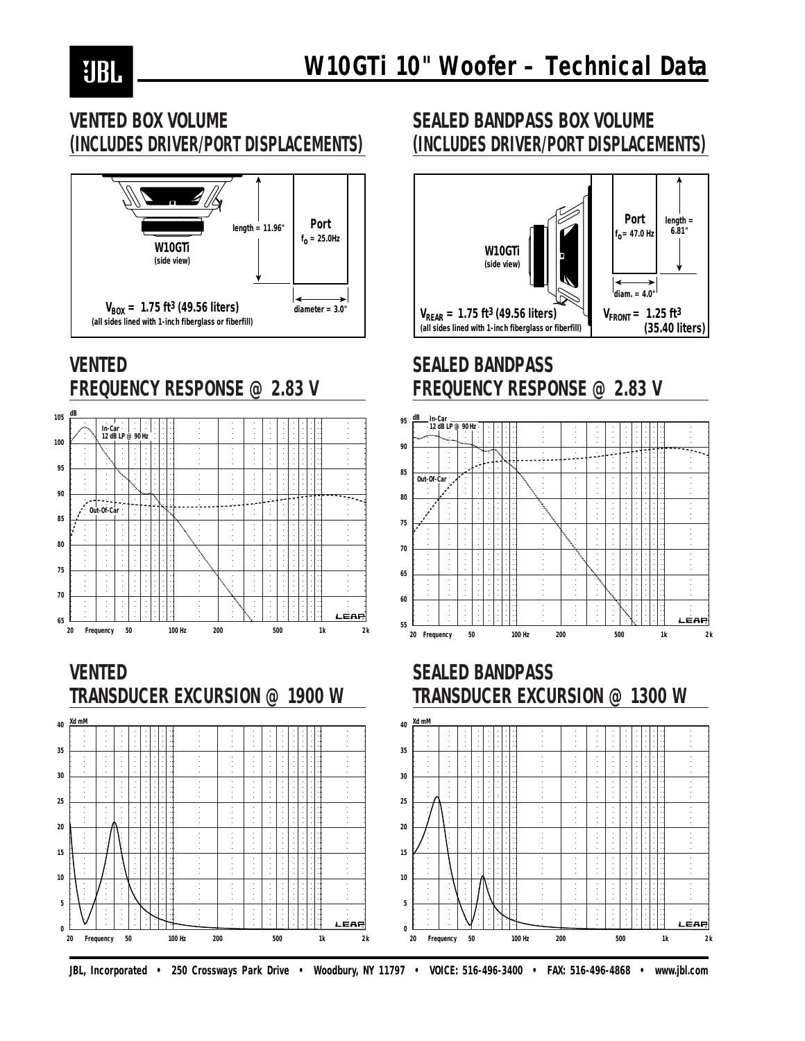# W10GTi 10" Woofer – Technical Data

## VENTED BOX VOLUME (INCLUDES DRIVER/PORT DISPLACEMENTS)

W10GTi
(side view)

length = 11.96"

Port
$f_o$ = 25.0Hz

diameter = 3.0"

$V_{BOX}$ = 1.75 ft³ (49.56 liters)
(all sides lined with 1-inch fiberglass or fiberfill)

## SEALED BANDPASS BOX VOLUME (INCLUDES DRIVER/PORT DISPLACEMENTS)

W10GTi
(side view)

Port
$f_o$ = 47.0 Hz

length = 6.81"

diam. = 4.0"

$V_{REAR}$ = 1.75 ft³ (49.56 liters)
(all sides lined with 1-inch fiberglass or fiberfill)

$V_{FRONT}$ = 1.25 ft³ (35.40 liters)

## VENTED FREQUENCY RESPONSE @ 2.83 V

dB
105
100
95
90
85
80
75
70
65

In-Car
12 dB LP @ 90 Hz

Out-Of-Car

20 Frequency 50 100 Hz 200 500 1k 2k

LEAP

## SEALED BANDPASS FREQUENCY RESPONSE @ 2.83 V

dB
95
90
85
80
75
70
65
60
55

In-Car
12 dB LP @ 90 Hz

Out-Of-Car

20 Frequency 50 100 Hz 200 500 1k 2k

LEAP

## VENTED TRANSDUCER EXCURSION @ 1900 W

Xd mM
40
35
30
25
20
15
10
5
0

20 Frequency 50 100 Hz 200 500 1k 2k

LEAP

## SEALED BANDPASS TRANSDUCER EXCURSION @ 1300 W

Xd mM
40
35
30
25
20
15
10
5
0

20 Frequency 50 100 Hz 200 500 1k 2k

LEAP

JBL, Incorporated • 250 Crossways Park Drive • Woodbury, NY 11797 • VOICE: 516-496-3400 • FAX: 516-496-4868 • www.jbl.com